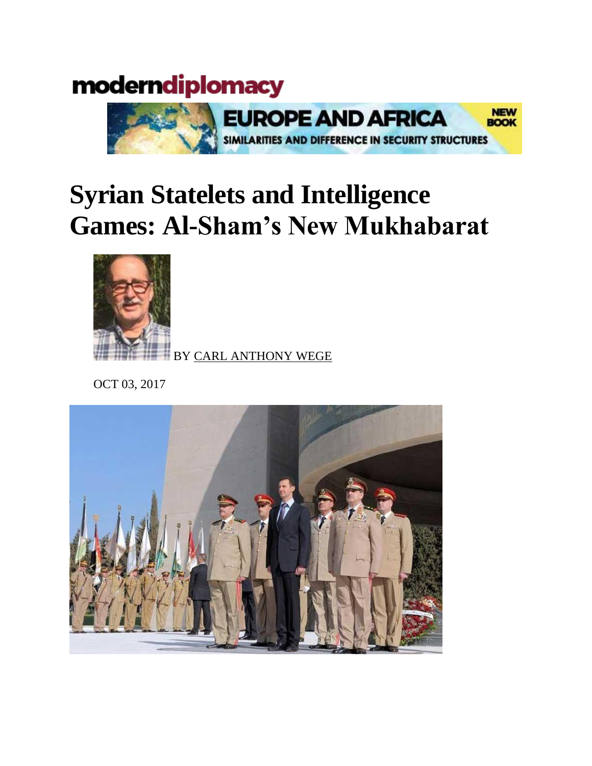moderndiplomacy

EUROPE AND AFRICA
SIMILARITIES AND DIFFERENCE IN SECURITY STRUCTURES
NEW BOOK

# Syrian Statelets and Intelligence Games: Al-Sham's New Mukhabarat

BY CARL ANTHONY WEGE

OCT 03, 2017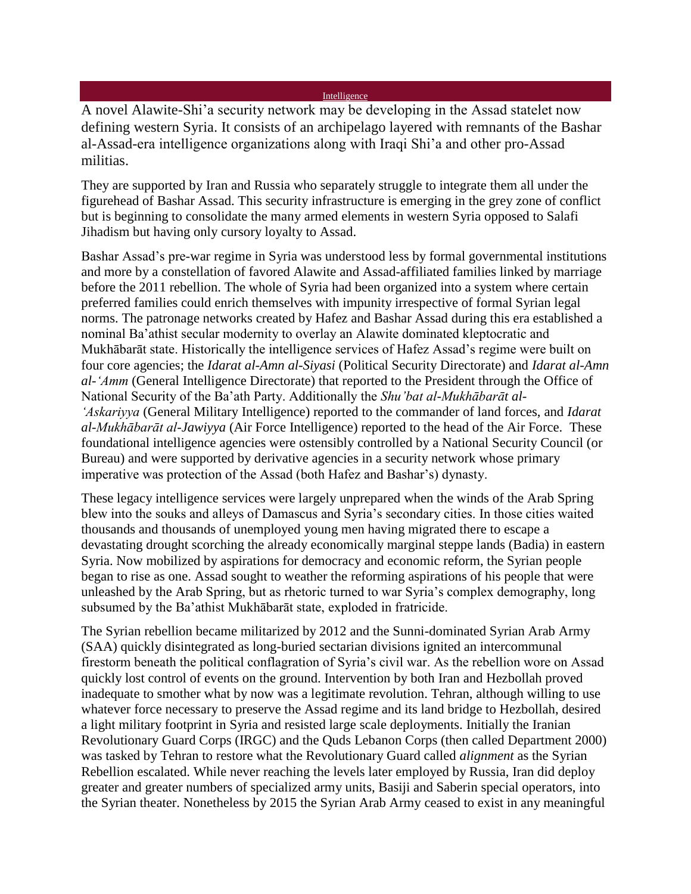Intelligence

A novel Alawite-Shi'a security network may be developing in the Assad statelet now defining western Syria. It consists of an archipelago layered with remnants of the Bashar al-Assad-era intelligence organizations along with Iraqi Shi'a and other pro-Assad militias.

They are supported by Iran and Russia who separately struggle to integrate them all under the figurehead of Bashar Assad. This security infrastructure is emerging in the grey zone of conflict but is beginning to consolidate the many armed elements in western Syria opposed to Salafi Jihadism but having only cursory loyalty to Assad.

Bashar Assad's pre-war regime in Syria was understood less by formal governmental institutions and more by a constellation of favored Alawite and Assad-affiliated families linked by marriage before the 2011 rebellion. The whole of Syria had been organized into a system where certain preferred families could enrich themselves with impunity irrespective of formal Syrian legal norms. The patronage networks created by Hafez and Bashar Assad during this era established a nominal Ba'athist secular modernity to overlay an Alawite dominated kleptocratic and Mukhābarāt state. Historically the intelligence services of Hafez Assad's regime were built on four core agencies; the *Idarat al-Amn al-Siyasi* (Political Security Directorate) and *Idarat al-Amn al-'Amm* (General Intelligence Directorate) that reported to the President through the Office of National Security of the Ba'ath Party. Additionally the *Shu'bat al-Mukhābarāt al-'Askariyya* (General Military Intelligence) reported to the commander of land forces, and *Idarat al-Mukhābarāt al-Jawiyya* (Air Force Intelligence) reported to the head of the Air Force. These foundational intelligence agencies were ostensibly controlled by a National Security Council (or Bureau) and were supported by derivative agencies in a security network whose primary imperative was protection of the Assad (both Hafez and Bashar's) dynasty.

These legacy intelligence services were largely unprepared when the winds of the Arab Spring blew into the souks and alleys of Damascus and Syria's secondary cities. In those cities waited thousands and thousands of unemployed young men having migrated there to escape a devastating drought scorching the already economically marginal steppe lands (Badia) in eastern Syria. Now mobilized by aspirations for democracy and economic reform, the Syrian people began to rise as one. Assad sought to weather the reforming aspirations of his people that were unleashed by the Arab Spring, but as rhetoric turned to war Syria's complex demography, long subsumed by the Ba'athist Mukhābarāt state, exploded in fratricide.

The Syrian rebellion became militarized by 2012 and the Sunni-dominated Syrian Arab Army (SAA) quickly disintegrated as long-buried sectarian divisions ignited an intercommunal firestorm beneath the political conflagration of Syria's civil war. As the rebellion wore on Assad quickly lost control of events on the ground. Intervention by both Iran and Hezbollah proved inadequate to smother what by now was a legitimate revolution. Tehran, although willing to use whatever force necessary to preserve the Assad regime and its land bridge to Hezbollah, desired a light military footprint in Syria and resisted large scale deployments. Initially the Iranian Revolutionary Guard Corps (IRGC) and the Quds Lebanon Corps (then called Department 2000) was tasked by Tehran to restore what the Revolutionary Guard called *alignment* as the Syrian Rebellion escalated. While never reaching the levels later employed by Russia, Iran did deploy greater and greater numbers of specialized army units, Basiji and Saberin special operators, into the Syrian theater. Nonetheless by 2015 the Syrian Arab Army ceased to exist in any meaningful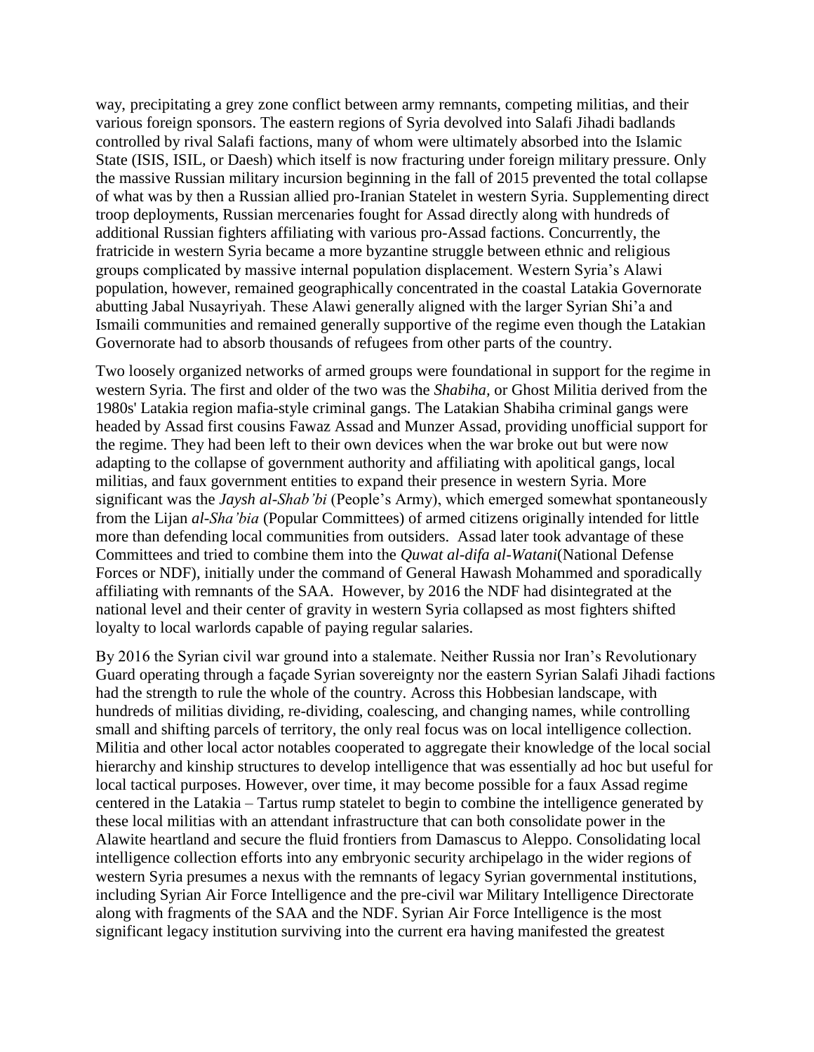way, precipitating a grey zone conflict between army remnants, competing militias, and their various foreign sponsors. The eastern regions of Syria devolved into Salafi Jihadi badlands controlled by rival Salafi factions, many of whom were ultimately absorbed into the Islamic State (ISIS, ISIL, or Daesh) which itself is now fracturing under foreign military pressure. Only the massive Russian military incursion beginning in the fall of 2015 prevented the total collapse of what was by then a Russian allied pro-Iranian Statelet in western Syria. Supplementing direct troop deployments, Russian mercenaries fought for Assad directly along with hundreds of additional Russian fighters affiliating with various pro-Assad factions. Concurrently, the fratricide in western Syria became a more byzantine struggle between ethnic and religious groups complicated by massive internal population displacement. Western Syria's Alawi population, however, remained geographically concentrated in the coastal Latakia Governorate abutting Jabal Nusayriyah. These Alawi generally aligned with the larger Syrian Shi'a and Ismaili communities and remained generally supportive of the regime even though the Latakian Governorate had to absorb thousands of refugees from other parts of the country.

Two loosely organized networks of armed groups were foundational in support for the regime in western Syria. The first and older of the two was the *Shabiha*, or Ghost Militia derived from the 1980s' Latakia region mafia-style criminal gangs. The Latakian Shabiha criminal gangs were headed by Assad first cousins Fawaz Assad and Munzer Assad, providing unofficial support for the regime. They had been left to their own devices when the war broke out but were now adapting to the collapse of government authority and affiliating with apolitical gangs, local militias, and faux government entities to expand their presence in western Syria. More significant was the *Jaysh al-Shab'bi* (People's Army), which emerged somewhat spontaneously from the Lijan *al-Sha'bia* (Popular Committees) of armed citizens originally intended for little more than defending local communities from outsiders. Assad later took advantage of these Committees and tried to combine them into the *Quwat al-difa al-Watani*(National Defense Forces or NDF), initially under the command of General Hawash Mohammed and sporadically affiliating with remnants of the SAA. However, by 2016 the NDF had disintegrated at the national level and their center of gravity in western Syria collapsed as most fighters shifted loyalty to local warlords capable of paying regular salaries.

By 2016 the Syrian civil war ground into a stalemate. Neither Russia nor Iran's Revolutionary Guard operating through a façade Syrian sovereignty nor the eastern Syrian Salafi Jihadi factions had the strength to rule the whole of the country. Across this Hobbesian landscape, with hundreds of militias dividing, re-dividing, coalescing, and changing names, while controlling small and shifting parcels of territory, the only real focus was on local intelligence collection. Militia and other local actor notables cooperated to aggregate their knowledge of the local social hierarchy and kinship structures to develop intelligence that was essentially ad hoc but useful for local tactical purposes. However, over time, it may become possible for a faux Assad regime centered in the Latakia – Tartus rump statelet to begin to combine the intelligence generated by these local militias with an attendant infrastructure that can both consolidate power in the Alawite heartland and secure the fluid frontiers from Damascus to Aleppo. Consolidating local intelligence collection efforts into any embryonic security archipelago in the wider regions of western Syria presumes a nexus with the remnants of legacy Syrian governmental institutions, including Syrian Air Force Intelligence and the pre-civil war Military Intelligence Directorate along with fragments of the SAA and the NDF. Syrian Air Force Intelligence is the most significant legacy institution surviving into the current era having manifested the greatest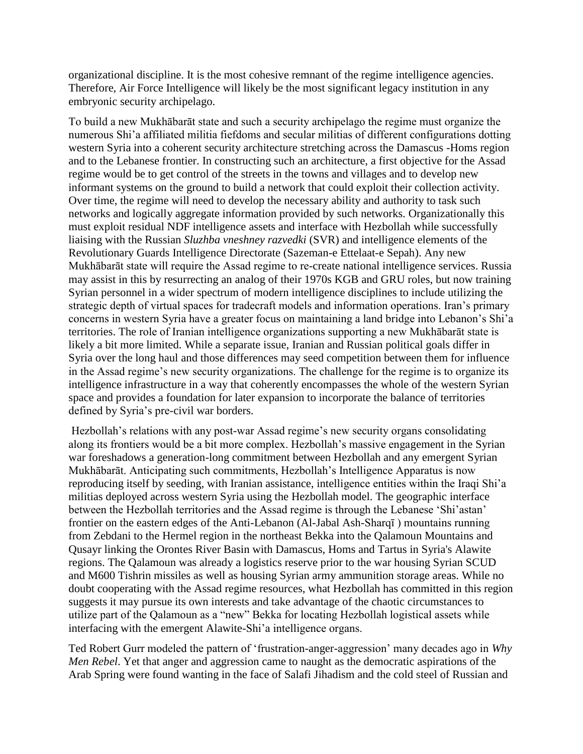organizational discipline. It is the most cohesive remnant of the regime intelligence agencies. Therefore, Air Force Intelligence will likely be the most significant legacy institution in any embryonic security archipelago.

To build a new Mukhābarāt state and such a security archipelago the regime must organize the numerous Shi'a affiliated militia fiefdoms and secular militias of different configurations dotting western Syria into a coherent security architecture stretching across the Damascus -Homs region and to the Lebanese frontier. In constructing such an architecture, a first objective for the Assad regime would be to get control of the streets in the towns and villages and to develop new informant systems on the ground to build a network that could exploit their collection activity. Over time, the regime will need to develop the necessary ability and authority to task such networks and logically aggregate information provided by such networks. Organizationally this must exploit residual NDF intelligence assets and interface with Hezbollah while successfully liaising with the Russian *Sluzhba vneshney razvedki* (SVR) and intelligence elements of the Revolutionary Guards Intelligence Directorate (Sazeman-e Ettelaat-e Sepah). Any new Mukhābarāt state will require the Assad regime to re-create national intelligence services. Russia may assist in this by resurrecting an analog of their 1970s KGB and GRU roles, but now training Syrian personnel in a wider spectrum of modern intelligence disciplines to include utilizing the strategic depth of virtual spaces for tradecraft models and information operations. Iran's primary concerns in western Syria have a greater focus on maintaining a land bridge into Lebanon's Shi'a territories. The role of Iranian intelligence organizations supporting a new Mukhābarāt state is likely a bit more limited. While a separate issue, Iranian and Russian political goals differ in Syria over the long haul and those differences may seed competition between them for influence in the Assad regime's new security organizations. The challenge for the regime is to organize its intelligence infrastructure in a way that coherently encompasses the whole of the western Syrian space and provides a foundation for later expansion to incorporate the balance of territories defined by Syria's pre-civil war borders.

Hezbollah's relations with any post-war Assad regime's new security organs consolidating along its frontiers would be a bit more complex. Hezbollah's massive engagement in the Syrian war foreshadows a generation-long commitment between Hezbollah and any emergent Syrian Mukhābarāt. Anticipating such commitments, Hezbollah's Intelligence Apparatus is now reproducing itself by seeding, with Iranian assistance, intelligence entities within the Iraqi Shi'a militias deployed across western Syria using the Hezbollah model. The geographic interface between the Hezbollah territories and the Assad regime is through the Lebanese 'Shi'astan' frontier on the eastern edges of the Anti-Lebanon (Al-Jabal Ash-Sharqī ) mountains running from Zebdani to the Hermel region in the northeast Bekka into the Qalamoun Mountains and Qusayr linking the Orontes River Basin with Damascus, Homs and Tartus in Syria's Alawite regions. The Qalamoun was already a logistics reserve prior to the war housing Syrian SCUD and M600 Tishrin missiles as well as housing Syrian army ammunition storage areas. While no doubt cooperating with the Assad regime resources, what Hezbollah has committed in this region suggests it may pursue its own interests and take advantage of the chaotic circumstances to utilize part of the Qalamoun as a "new" Bekka for locating Hezbollah logistical assets while interfacing with the emergent Alawite-Shi'a intelligence organs.

Ted Robert Gurr modeled the pattern of 'frustration-anger-aggression' many decades ago in *Why Men Rebel*. Yet that anger and aggression came to naught as the democratic aspirations of the Arab Spring were found wanting in the face of Salafi Jihadism and the cold steel of Russian and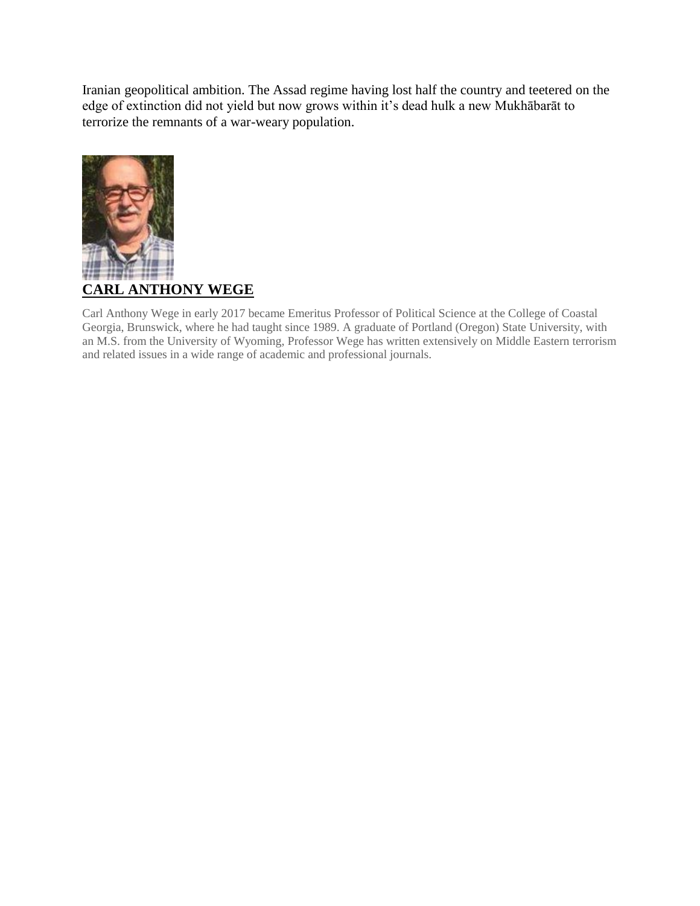Iranian geopolitical ambition. The Assad regime having lost half the country and teetered on the edge of extinction did not yield but now grows within it's dead hulk a new Mukhābarāt to terrorize the remnants of a war-weary population.

## CARL ANTHONY WEGE

Carl Anthony Wege in early 2017 became Emeritus Professor of Political Science at the College of Coastal Georgia, Brunswick, where he had taught since 1989. A graduate of Portland (Oregon) State University, with an M.S. from the University of Wyoming, Professor Wege has written extensively on Middle Eastern terrorism and related issues in a wide range of academic and professional journals.